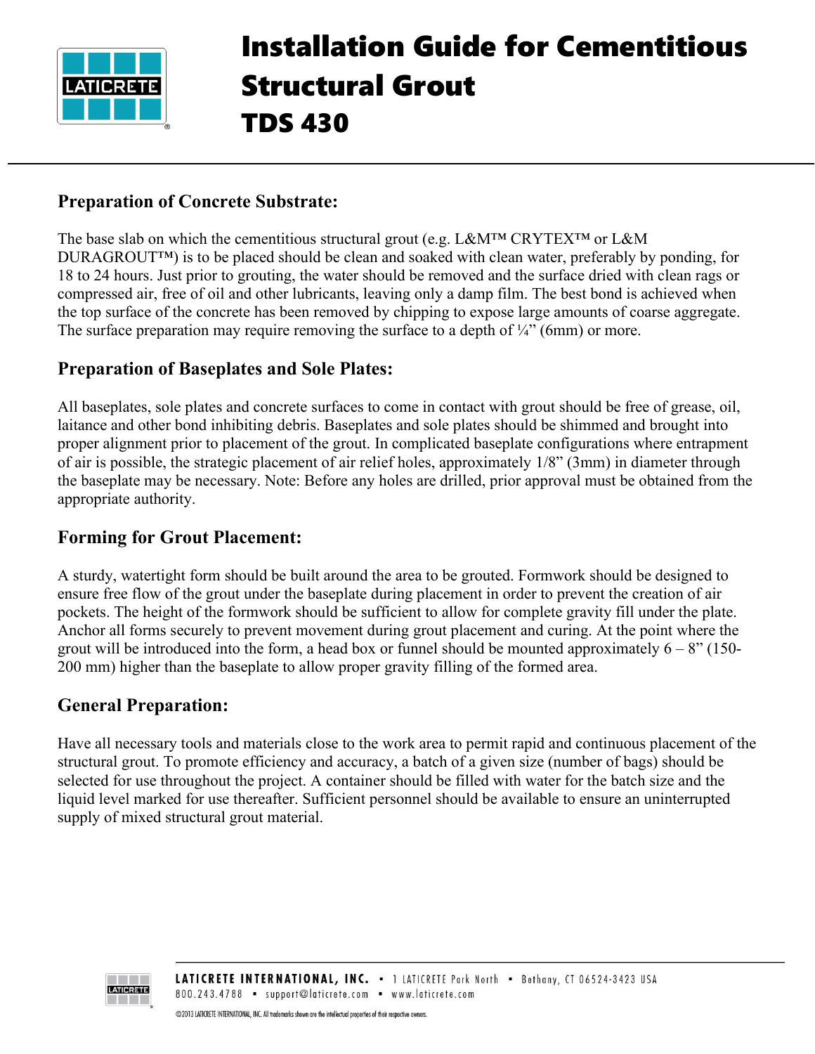# Installation Guide for Cementitious Structural Grout

# TDS 430

## Preparation of Concrete Substrate:

The base slab on which the cementitious structural grout (e.g. L&M™ CRYTEX™ or L&M DURAGROUT™) is to be placed should be clean and soaked with clean water, preferably by ponding, for 18 to 24 hours. Just prior to grouting, the water should be removed and the surface dried with clean rags or compressed air, free of oil and other lubricants, leaving only a damp film. The best bond is achieved when the top surface of the concrete has been removed by chipping to expose large amounts of coarse aggregate. The surface preparation may require removing the surface to a depth of ¼" (6mm) or more.

## Preparation of Baseplates and Sole Plates:

All baseplates, sole plates and concrete surfaces to come in contact with grout should be free of grease, oil, laitance and other bond inhibiting debris. Baseplates and sole plates should be shimmed and brought into proper alignment prior to placement of the grout. In complicated baseplate configurations where entrapment of air is possible, the strategic placement of air relief holes, approximately 1/8" (3mm) in diameter through the baseplate may be necessary. Note: Before any holes are drilled, prior approval must be obtained from the appropriate authority.

## Forming for Grout Placement:

A sturdy, watertight form should be built around the area to be grouted. Formwork should be designed to ensure free flow of the grout under the baseplate during placement in order to prevent the creation of air pockets. The height of the formwork should be sufficient to allow for complete gravity fill under the plate. Anchor all forms securely to prevent movement during grout placement and curing. At the point where the grout will be introduced into the form, a head box or funnel should be mounted approximately 6 – 8" (150-200 mm) higher than the baseplate to allow proper gravity filling of the formed area.

## General Preparation:

Have all necessary tools and materials close to the work area to permit rapid and continuous placement of the structural grout. To promote efficiency and accuracy, a batch of a given size (number of bags) should be selected for use throughout the project. A container should be filled with water for the batch size and the liquid level marked for use thereafter. Sufficient personnel should be available to ensure an uninterrupted supply of mixed structural grout material.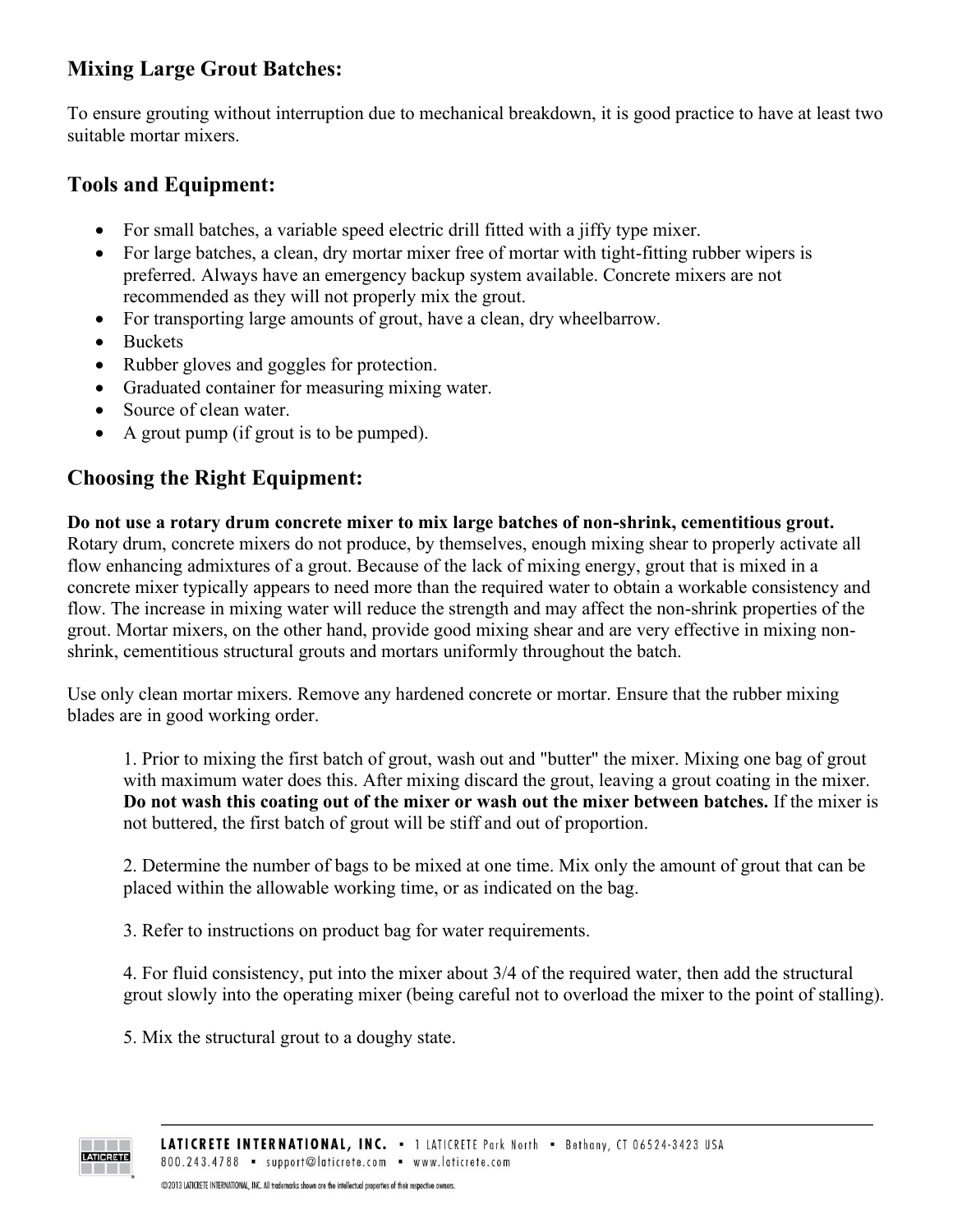## Mixing Large Grout Batches:

To ensure grouting without interruption due to mechanical breakdown, it is good practice to have at least two suitable mortar mixers.

## Tools and Equipment:

- For small batches, a variable speed electric drill fitted with a jiffy type mixer.
- For large batches, a clean, dry mortar mixer free of mortar with tight-fitting rubber wipers is preferred. Always have an emergency backup system available. Concrete mixers are not recommended as they will not properly mix the grout.
- For transporting large amounts of grout, have a clean, dry wheelbarrow.
- Buckets
- Rubber gloves and goggles for protection.
- Graduated container for measuring mixing water.
- Source of clean water.
- A grout pump (if grout is to be pumped).

## Choosing the Right Equipment:

**Do not use a rotary drum concrete mixer to mix large batches of non-shrink, cementitious grout.** Rotary drum, concrete mixers do not produce, by themselves, enough mixing shear to properly activate all flow enhancing admixtures of a grout. Because of the lack of mixing energy, grout that is mixed in a concrete mixer typically appears to need more than the required water to obtain a workable consistency and flow. The increase in mixing water will reduce the strength and may affect the non-shrink properties of the grout. Mortar mixers, on the other hand, provide good mixing shear and are very effective in mixing non-shrink, cementitious structural grouts and mortars uniformly throughout the batch.

Use only clean mortar mixers. Remove any hardened concrete or mortar. Ensure that the rubber mixing blades are in good working order.

1. Prior to mixing the first batch of grout, wash out and "butter" the mixer. Mixing one bag of grout with maximum water does this. After mixing discard the grout, leaving a grout coating in the mixer. **Do not wash this coating out of the mixer or wash out the mixer between batches.** If the mixer is not buttered, the first batch of grout will be stiff and out of proportion.

2. Determine the number of bags to be mixed at one time. Mix only the amount of grout that can be placed within the allowable working time, or as indicated on the bag.

3. Refer to instructions on product bag for water requirements.

4. For fluid consistency, put into the mixer about 3/4 of the required water, then add the structural grout slowly into the operating mixer (being careful not to overload the mixer to the point of stalling).

5. Mix the structural grout to a doughy state.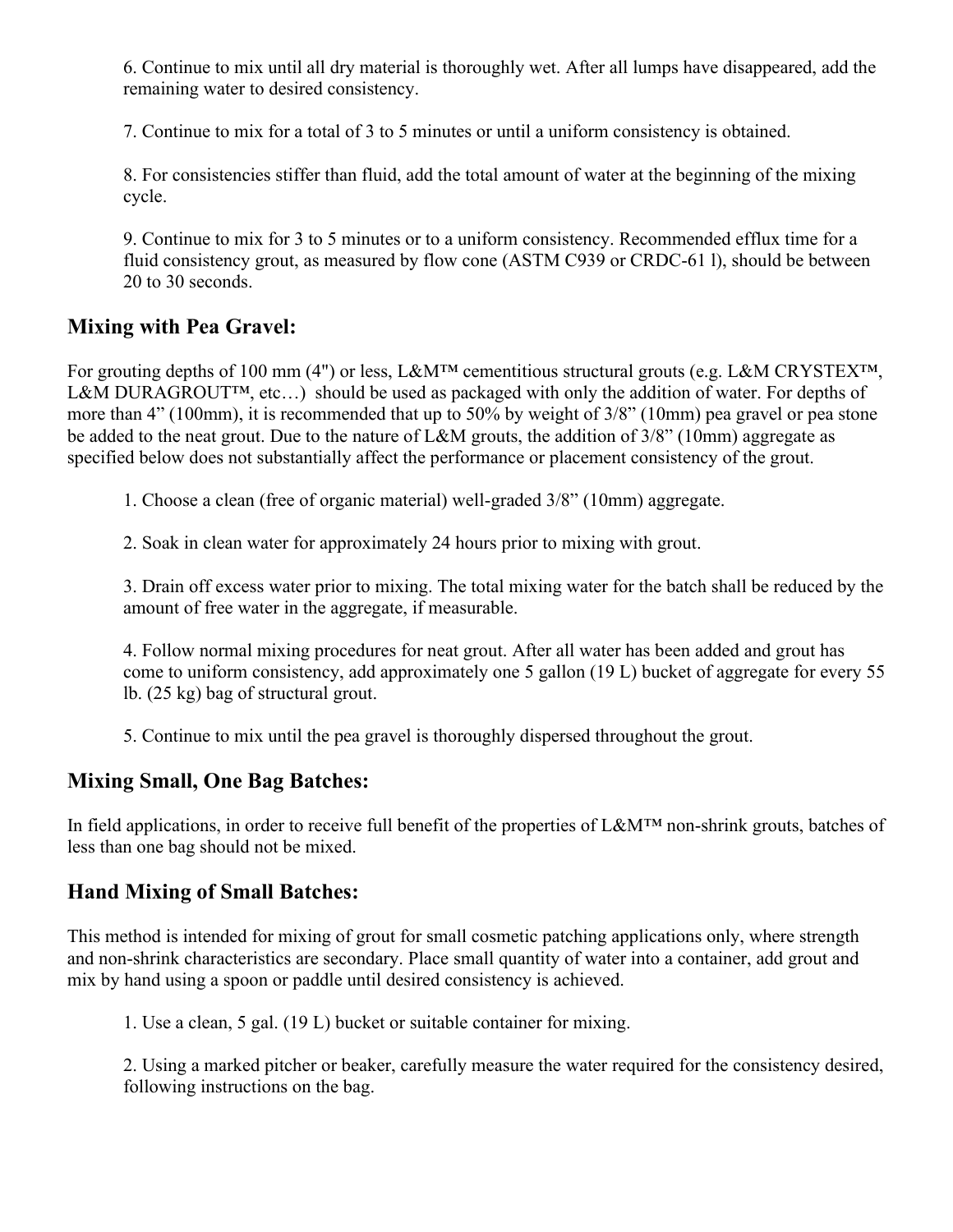6. Continue to mix until all dry material is thoroughly wet. After all lumps have disappeared, add the remaining water to desired consistency.

7. Continue to mix for a total of 3 to 5 minutes or until a uniform consistency is obtained.

8. For consistencies stiffer than fluid, add the total amount of water at the beginning of the mixing cycle.

9. Continue to mix for 3 to 5 minutes or to a uniform consistency. Recommended efflux time for a fluid consistency grout, as measured by flow cone (ASTM C939 or CRDC-61 l), should be between 20 to 30 seconds.

## Mixing with Pea Gravel:

For grouting depths of 100 mm (4") or less, L&M™ cementitious structural grouts (e.g. L&M CRYSTEX™, L&M DURAGROUT™, etc…) should be used as packaged with only the addition of water. For depths of more than 4" (100mm), it is recommended that up to 50% by weight of 3/8" (10mm) pea gravel or pea stone be added to the neat grout. Due to the nature of L&M grouts, the addition of 3/8" (10mm) aggregate as specified below does not substantially affect the performance or placement consistency of the grout.

1. Choose a clean (free of organic material) well-graded 3/8" (10mm) aggregate.

2. Soak in clean water for approximately 24 hours prior to mixing with grout.

3. Drain off excess water prior to mixing. The total mixing water for the batch shall be reduced by the amount of free water in the aggregate, if measurable.

4. Follow normal mixing procedures for neat grout. After all water has been added and grout has come to uniform consistency, add approximately one 5 gallon (19 L) bucket of aggregate for every 55 lb. (25 kg) bag of structural grout.

5. Continue to mix until the pea gravel is thoroughly dispersed throughout the grout.

## Mixing Small, One Bag Batches:

In field applications, in order to receive full benefit of the properties of L&M™ non-shrink grouts, batches of less than one bag should not be mixed.

## Hand Mixing of Small Batches:

This method is intended for mixing of grout for small cosmetic patching applications only, where strength and non-shrink characteristics are secondary. Place small quantity of water into a container, add grout and mix by hand using a spoon or paddle until desired consistency is achieved.

1. Use a clean, 5 gal. (19 L) bucket or suitable container for mixing.

2. Using a marked pitcher or beaker, carefully measure the water required for the consistency desired, following instructions on the bag.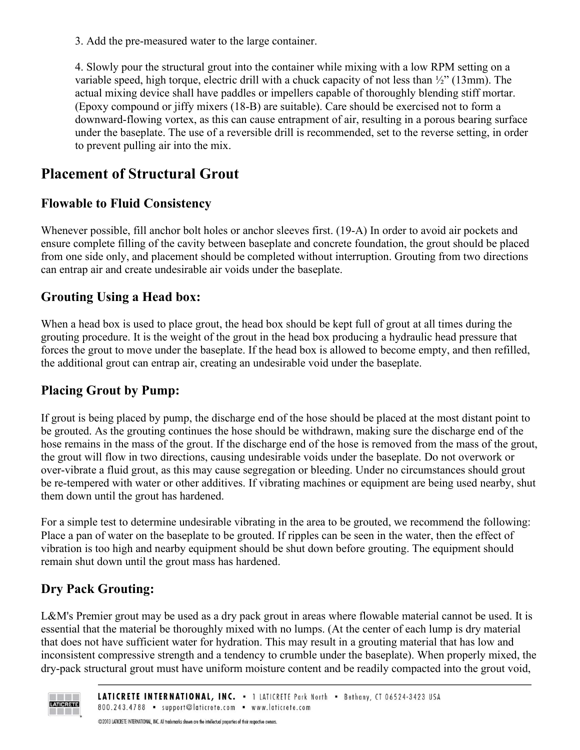3. Add the pre-measured water to the large container.

4. Slowly pour the structural grout into the container while mixing with a low RPM setting on a variable speed, high torque, electric drill with a chuck capacity of not less than ½" (13mm). The actual mixing device shall have paddles or impellers capable of thoroughly blending stiff mortar. (Epoxy compound or jiffy mixers (18-B) are suitable). Care should be exercised not to form a downward-flowing vortex, as this can cause entrapment of air, resulting in a porous bearing surface under the baseplate. The use of a reversible drill is recommended, set to the reverse setting, in order to prevent pulling air into the mix.

# Placement of Structural Grout

## Flowable to Fluid Consistency

Whenever possible, fill anchor bolt holes or anchor sleeves first. (19-A) In order to avoid air pockets and ensure complete filling of the cavity between baseplate and concrete foundation, the grout should be placed from one side only, and placement should be completed without interruption. Grouting from two directions can entrap air and create undesirable air voids under the baseplate.

## Grouting Using a Head box:

When a head box is used to place grout, the head box should be kept full of grout at all times during the grouting procedure. It is the weight of the grout in the head box producing a hydraulic head pressure that forces the grout to move under the baseplate. If the head box is allowed to become empty, and then refilled, the additional grout can entrap air, creating an undesirable void under the baseplate.

## Placing Grout by Pump:

If grout is being placed by pump, the discharge end of the hose should be placed at the most distant point to be grouted. As the grouting continues the hose should be withdrawn, making sure the discharge end of the hose remains in the mass of the grout. If the discharge end of the hose is removed from the mass of the grout, the grout will flow in two directions, causing undesirable voids under the baseplate. Do not overwork or over-vibrate a fluid grout, as this may cause segregation or bleeding. Under no circumstances should grout be re-tempered with water or other additives. If vibrating machines or equipment are being used nearby, shut them down until the grout has hardened.

For a simple test to determine undesirable vibrating in the area to be grouted, we recommend the following: Place a pan of water on the baseplate to be grouted. If ripples can be seen in the water, then the effect of vibration is too high and nearby equipment should be shut down before grouting. The equipment should remain shut down until the grout mass has hardened.

## Dry Pack Grouting:

L&M's Premier grout may be used as a dry pack grout in areas where flowable material cannot be used. It is essential that the material be thoroughly mixed with no lumps. (At the center of each lump is dry material that does not have sufficient water for hydration. This may result in a grouting material that has low and inconsistent compressive strength and a tendency to crumble under the baseplate). When properly mixed, the dry-pack structural grout must have uniform moisture content and be readily compacted into the grout void,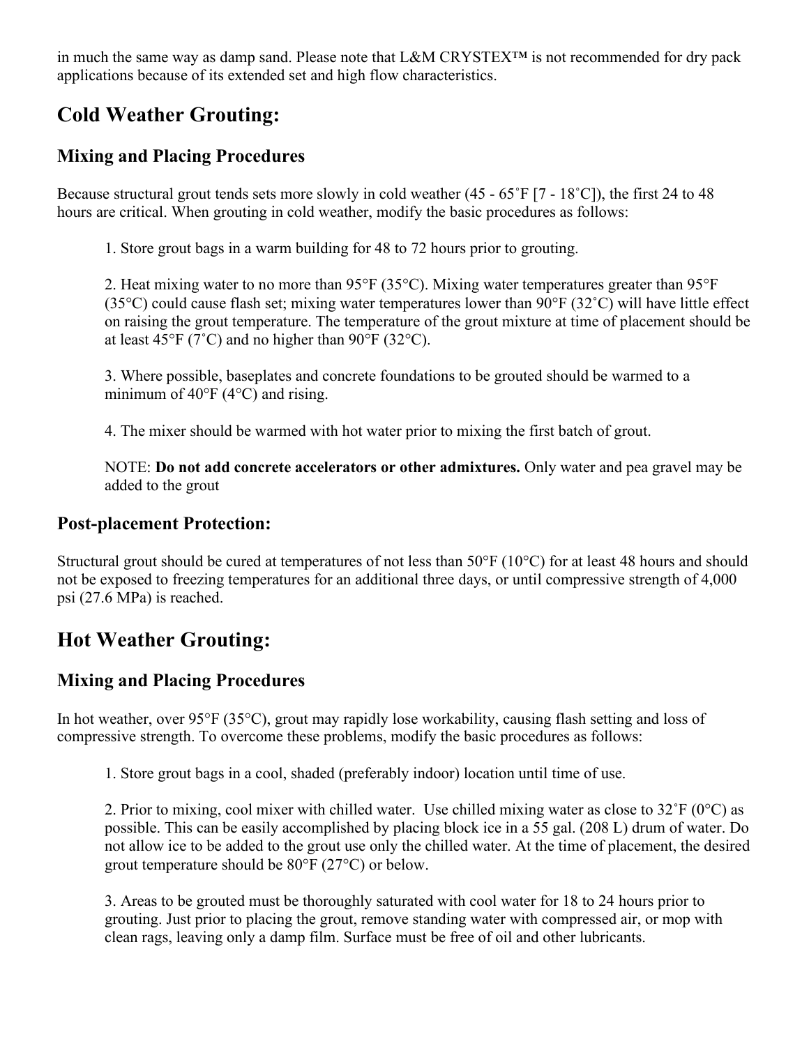in much the same way as damp sand. Please note that L&M CRYSTEX™ is not recommended for dry pack applications because of its extended set and high flow characteristics.

## Cold Weather Grouting:

### Mixing and Placing Procedures

Because structural grout tends sets more slowly in cold weather (45 - 65˚F [7 - 18˚C]), the first 24 to 48 hours are critical. When grouting in cold weather, modify the basic procedures as follows:

1. Store grout bags in a warm building for 48 to 72 hours prior to grouting.

2. Heat mixing water to no more than 95°F (35°C). Mixing water temperatures greater than 95°F (35°C) could cause flash set; mixing water temperatures lower than 90°F (32˚C) will have little effect on raising the grout temperature. The temperature of the grout mixture at time of placement should be at least 45°F (7˚C) and no higher than 90°F (32°C).

3. Where possible, baseplates and concrete foundations to be grouted should be warmed to a minimum of 40°F (4°C) and rising.

4. The mixer should be warmed with hot water prior to mixing the first batch of grout.

NOTE: **Do not add concrete accelerators or other admixtures.** Only water and pea gravel may be added to the grout

### Post-placement Protection:

Structural grout should be cured at temperatures of not less than 50°F (10°C) for at least 48 hours and should not be exposed to freezing temperatures for an additional three days, or until compressive strength of 4,000 psi (27.6 MPa) is reached.

## Hot Weather Grouting:

### Mixing and Placing Procedures

In hot weather, over 95°F (35°C), grout may rapidly lose workability, causing flash setting and loss of compressive strength. To overcome these problems, modify the basic procedures as follows:

1. Store grout bags in a cool, shaded (preferably indoor) location until time of use.

2. Prior to mixing, cool mixer with chilled water. Use chilled mixing water as close to 32˚F (0°C) as possible. This can be easily accomplished by placing block ice in a 55 gal. (208 L) drum of water. Do not allow ice to be added to the grout use only the chilled water. At the time of placement, the desired grout temperature should be 80°F (27°C) or below.

3. Areas to be grouted must be thoroughly saturated with cool water for 18 to 24 hours prior to grouting. Just prior to placing the grout, remove standing water with compressed air, or mop with clean rags, leaving only a damp film. Surface must be free of oil and other lubricants.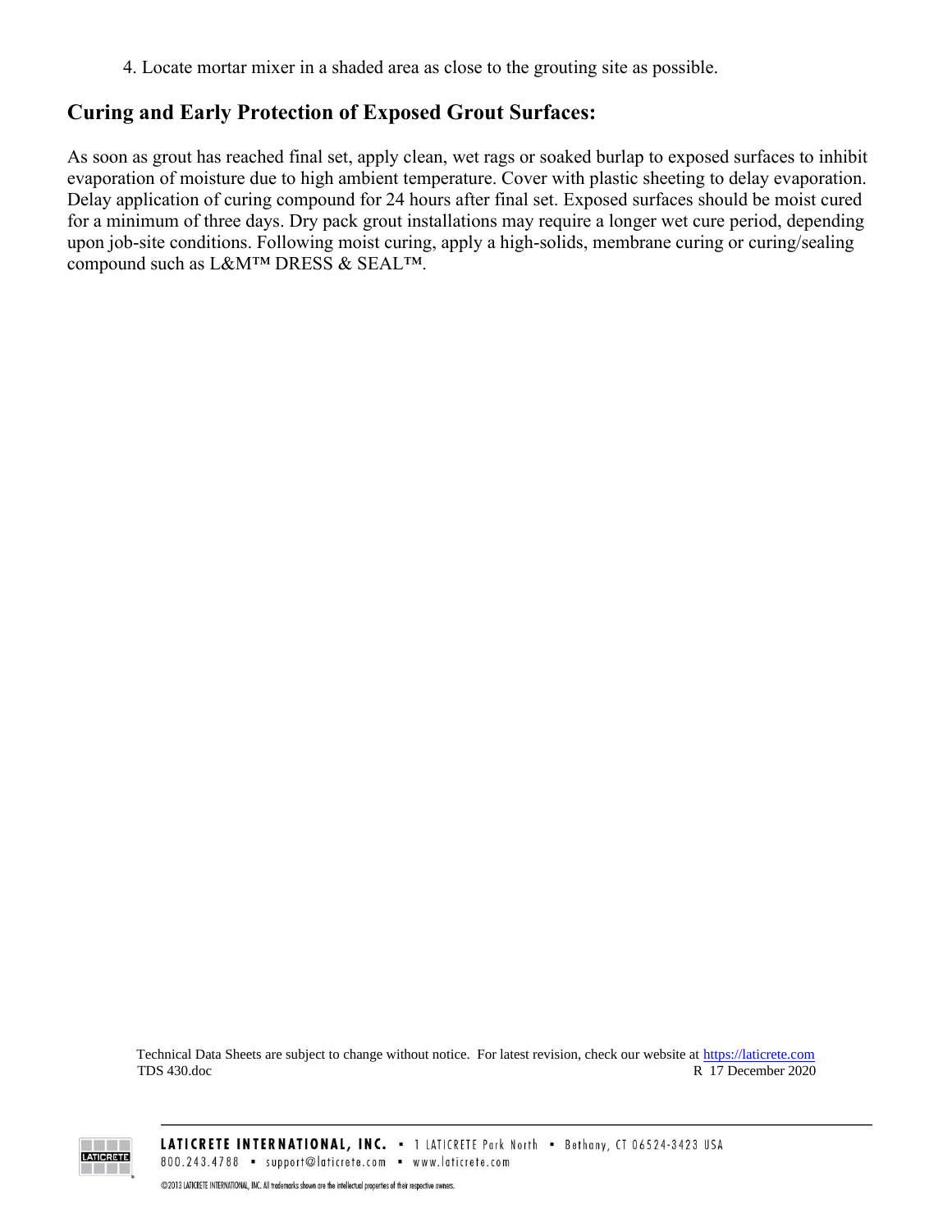4. Locate mortar mixer in a shaded area as close to the grouting site as possible.

## Curing and Early Protection of Exposed Grout Surfaces:

As soon as grout has reached final set, apply clean, wet rags or soaked burlap to exposed surfaces to inhibit evaporation of moisture due to high ambient temperature. Cover with plastic sheeting to delay evaporation. Delay application of curing compound for 24 hours after final set. Exposed surfaces should be moist cured for a minimum of three days. Dry pack grout installations may require a longer wet cure period, depending upon job-site conditions. Following moist curing, apply a high-solids, membrane curing or curing/sealing compound such as L&M™ DRESS & SEAL™.

Technical Data Sheets are subject to change without notice. For latest revision, check our website at https://laticrete.com
TDS 430.doc R 17 December 2020

**LATICRETE INTERNATIONAL, INC.** ▪ 1 LATICRETE Park North ▪ Bethany, CT 06524-3423 USA
800.243.4788 ▪ support@laticrete.com ▪ www.laticrete.com

©2013 LATICRETE INTERNATIONAL, INC. All trademarks shown are the intellectual properties of their respective owners.